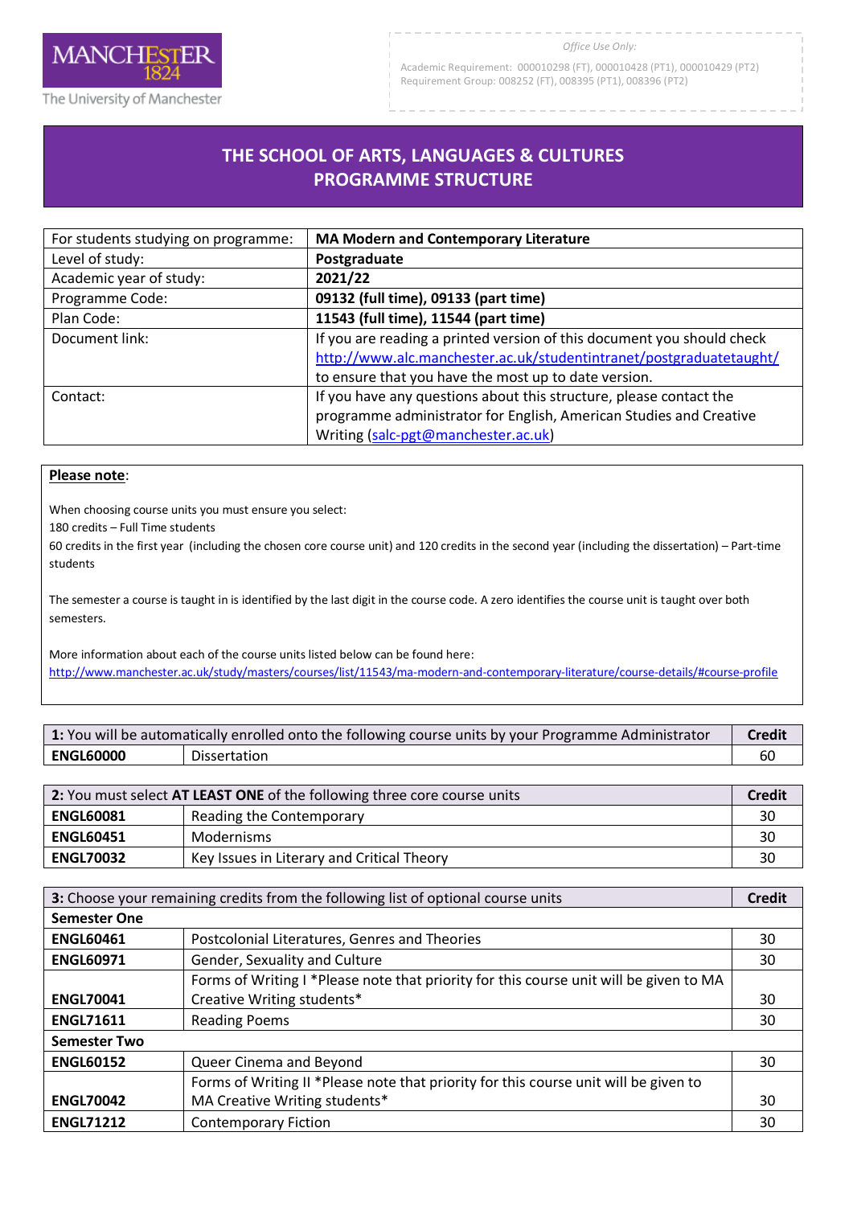The University of Manchester

*Office Use Only:*

Academic Requirement: 000010298 (FT), 000010428 (PT1), 000010429 (PT2)
Requirement Group: 008252 (FT), 008395 (PT1), 008396 (PT2)

# THE SCHOOL OF ARTS, LANGUAGES & CULTURES PROGRAMME STRUCTURE

| | |
|---|---|
| For students studying on programme: | **MA Modern and Contemporary Literature** |
| Level of study: | **Postgraduate** |
| Academic year of study: | **2021/22** |
| Programme Code: | **09132 (full time), 09133 (part time)** |
| Plan Code: | **11543 (full time), 11544 (part time)** |
| Document link: | If you are reading a printed version of this document you should check http://www.alc.manchester.ac.uk/studentintranet/postgraduatetaught/ to ensure that you have the most up to date version. |
| Contact: | If you have any questions about this structure, please contact the programme administrator for English, American Studies and Creative Writing (salc-pgt@manchester.ac.uk) |

**Please note**:

When choosing course units you must ensure you select:
180 credits – Full Time students
60 credits in the first year (including the chosen core course unit) and 120 credits in the second year (including the dissertation) – Part-time students

The semester a course is taught in is identified by the last digit in the course code. A zero identifies the course unit is taught over both semesters.

More information about each of the course units listed below can be found here:
http://www.manchester.ac.uk/study/masters/courses/list/11543/ma-modern-and-contemporary-literature/course-details/#course-profile

| **1:** You will be automatically enrolled onto the following course units by your Programme Administrator | | **Credit** |
|---|---|---|
| **ENGL60000** | Dissertation | 60 |

| **2:** You must select **AT LEAST ONE** of the following three core course units | | **Credit** |
|---|---|---|
| **ENGL60081** | Reading the Contemporary | 30 |
| **ENGL60451** | Modernisms | 30 |
| **ENGL70032** | Key Issues in Literary and Critical Theory | 30 |

| **3:** Choose your remaining credits from the following list of optional course units | | **Credit** |
|---|---|---|
| **Semester One** | | |
| **ENGL60461** | Postcolonial Literatures, Genres and Theories | 30 |
| **ENGL60971** | Gender, Sexuality and Culture | 30 |
| **ENGL70041** | Forms of Writing I *Please note that priority for this course unit will be given to MA Creative Writing students* | 30 |
| **ENGL71611** | Reading Poems | 30 |
| **Semester Two** | | |
| **ENGL60152** | Queer Cinema and Beyond | 30 |
| **ENGL70042** | Forms of Writing II *Please note that priority for this course unit will be given to MA Creative Writing students* | 30 |
| **ENGL71212** | Contemporary Fiction | 30 |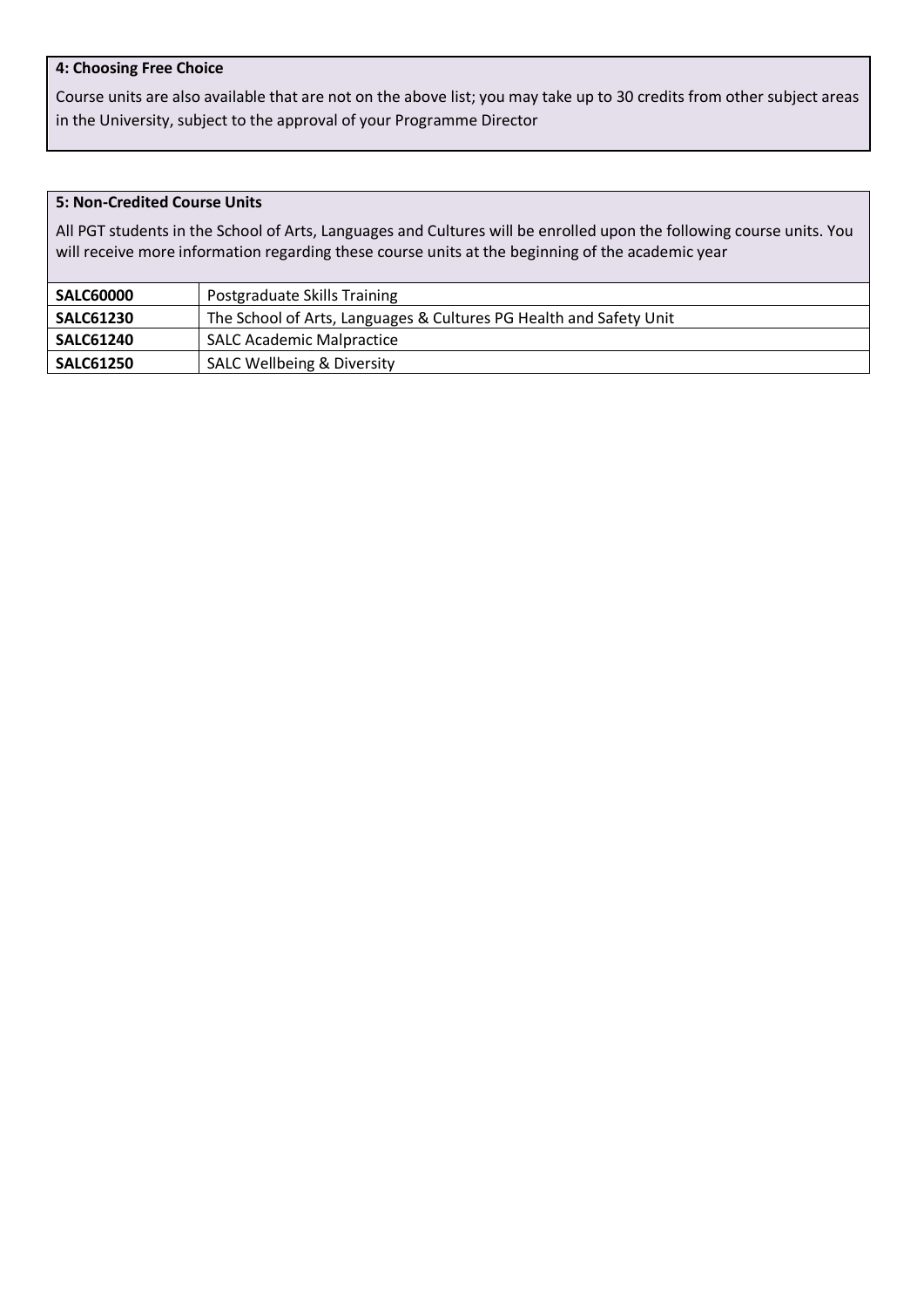### 4: Choosing Free Choice

Course units are also available that are not on the above list; you may take up to 30 credits from other subject areas in the University, subject to the approval of your Programme Director

### 5: Non-Credited Course Units

All PGT students in the School of Arts, Languages and Cultures will be enrolled upon the following course units. You will receive more information regarding these course units at the beginning of the academic year

| | |
|---|---|
| **SALC60000** | Postgraduate Skills Training |
| **SALC61230** | The School of Arts, Languages & Cultures PG Health and Safety Unit |
| **SALC61240** | SALC Academic Malpractice |
| **SALC61250** | SALC Wellbeing & Diversity |